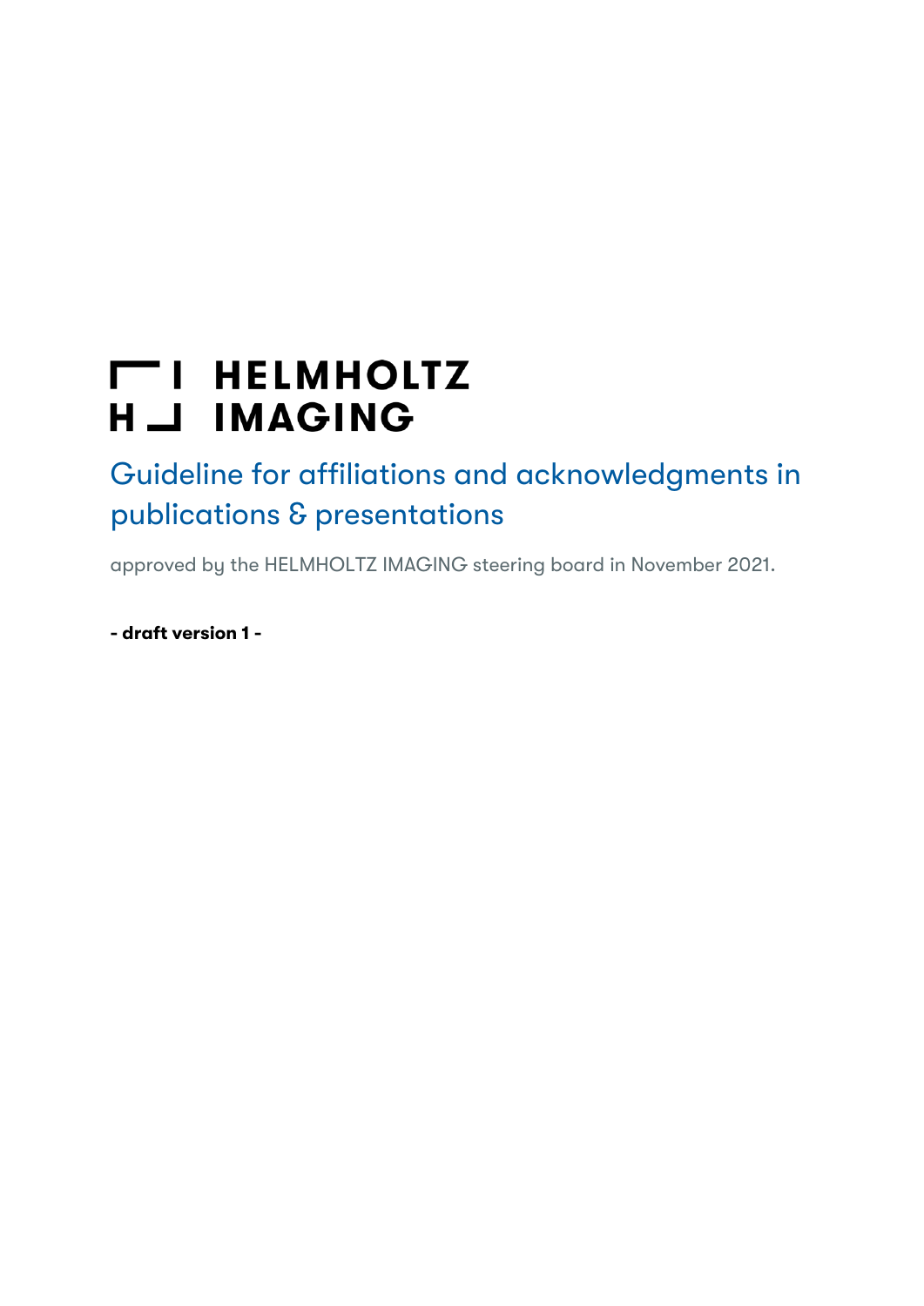# HELMHOLTZ IMAGING

## Guideline for affiliations and acknowledgments in publications & presentations

approved by the HELMHOLTZ IMAGING steering board in November 2021.

**- draft version 1 -**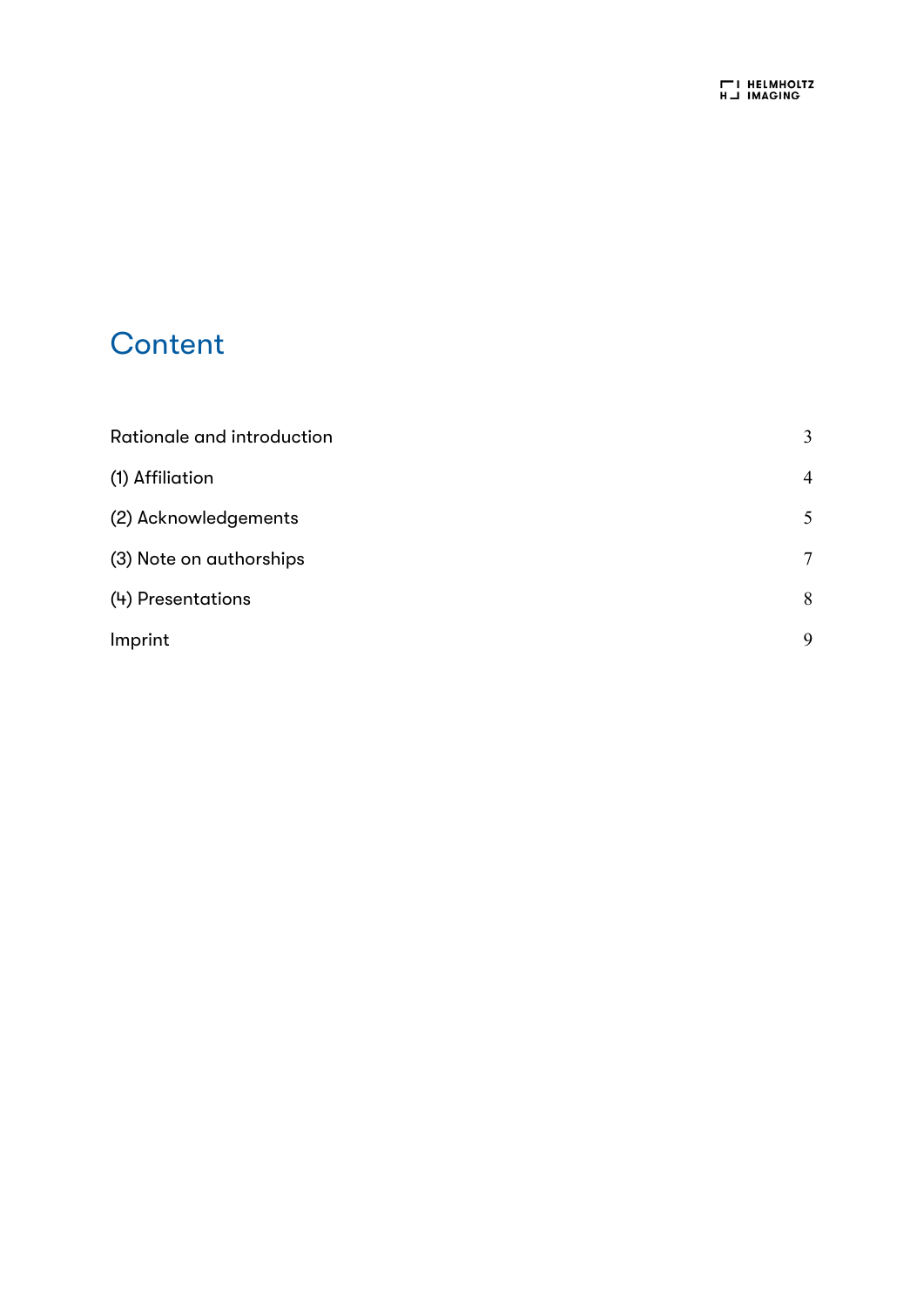# Content

| | |
|---|---|
| Rationale and introduction | 3 |
| (1) Affiliation | 4 |
| (2) Acknowledgements | 5 |
| (3) Note on authorships | 7 |
| (4) Presentations | 8 |
| Imprint | 9 |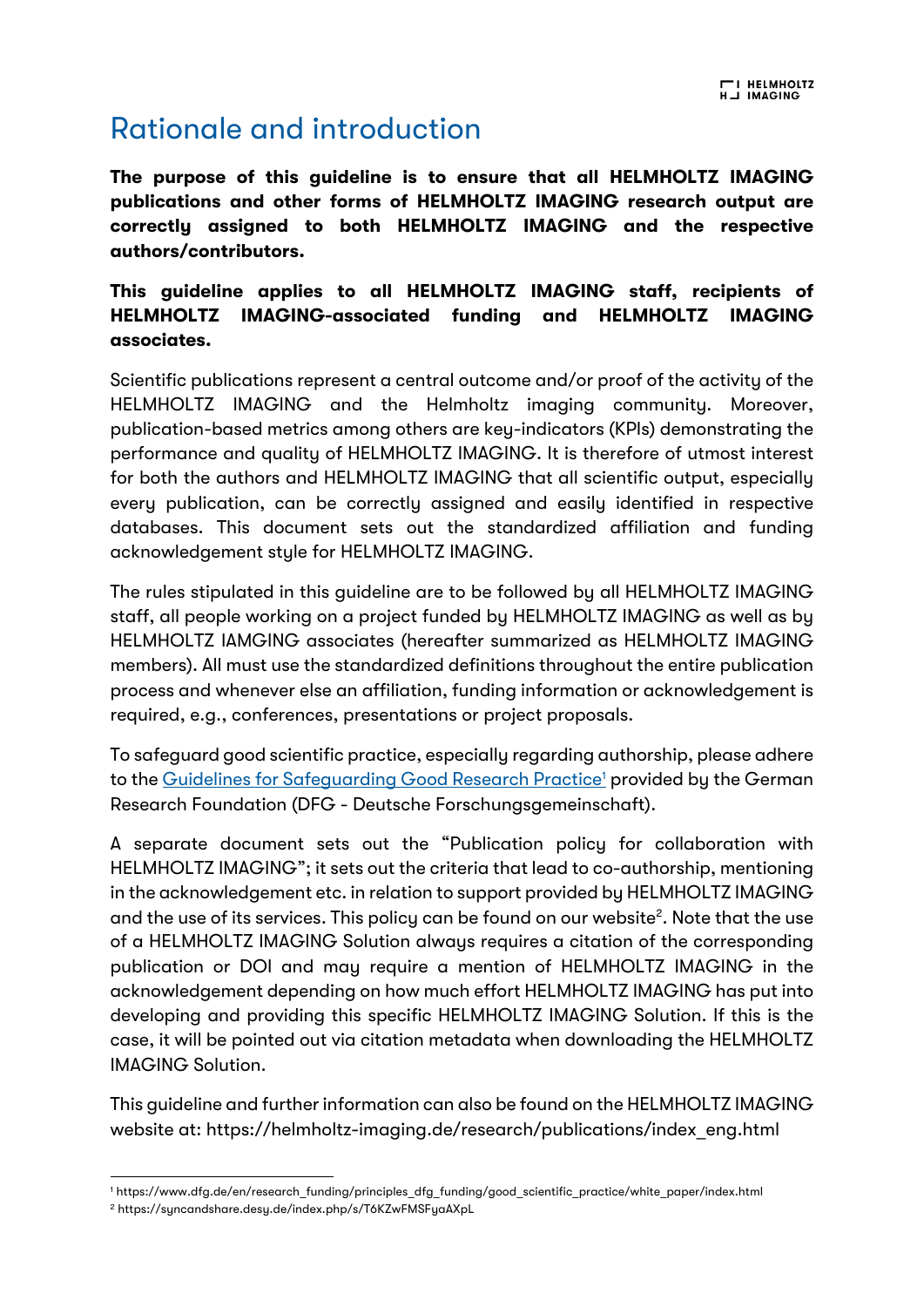# Rationale and introduction

**The purpose of this guideline is to ensure that all HELMHOLTZ IMAGING publications and other forms of HELMHOLTZ IMAGING research output are correctly assigned to both HELMHOLTZ IMAGING and the respective authors/contributors.**

**This guideline applies to all HELMHOLTZ IMAGING staff, recipients of HELMHOLTZ IMAGING-associated funding and HELMHOLTZ IMAGING associates.**

Scientific publications represent a central outcome and/or proof of the activity of the HELMHOLTZ IMAGING and the Helmholtz imaging community. Moreover, publication-based metrics among others are key-indicators (KPIs) demonstrating the performance and quality of HELMHOLTZ IMAGING. It is therefore of utmost interest for both the authors and HELMHOLTZ IMAGING that all scientific output, especially every publication, can be correctly assigned and easily identified in respective databases. This document sets out the standardized affiliation and funding acknowledgement style for HELMHOLTZ IMAGING.

The rules stipulated in this guideline are to be followed by all HELMHOLTZ IMAGING staff, all people working on a project funded by HELMHOLTZ IMAGING as well as by HELMHOLTZ IAMGING associates (hereafter summarized as HELMHOLTZ IMAGING members). All must use the standardized definitions throughout the entire publication process and whenever else an affiliation, funding information or acknowledgement is required, e.g., conferences, presentations or project proposals.

To safeguard good scientific practice, especially regarding authorship, please adhere to the Guidelines for Safeguarding Good Research Practice[1] provided by the German Research Foundation (DFG - Deutsche Forschungsgemeinschaft).

A separate document sets out the "Publication policy for collaboration with HELMHOLTZ IMAGING"; it sets out the criteria that lead to co-authorship, mentioning in the acknowledgement etc. in relation to support provided by HELMHOLTZ IMAGING and the use of its services. This policy can be found on our website[2]. Note that the use of a HELMHOLTZ IMAGING Solution always requires a citation of the corresponding publication or DOI and may require a mention of HELMHOLTZ IMAGING in the acknowledgement depending on how much effort HELMHOLTZ IMAGING has put into developing and providing this specific HELMHOLTZ IMAGING Solution. If this is the case, it will be pointed out via citation metadata when downloading the HELMHOLTZ IMAGING Solution.

This guideline and further information can also be found on the HELMHOLTZ IMAGING website at: https://helmholtz-imaging.de/research/publications/index_eng.html

---

[1] https://www.dfg.de/en/research_funding/principles_dfg_funding/good_scientific_practice/white_paper/index.html

[2] https://syncandshare.desy.de/index.php/s/T6KZwFMSFyaAXpL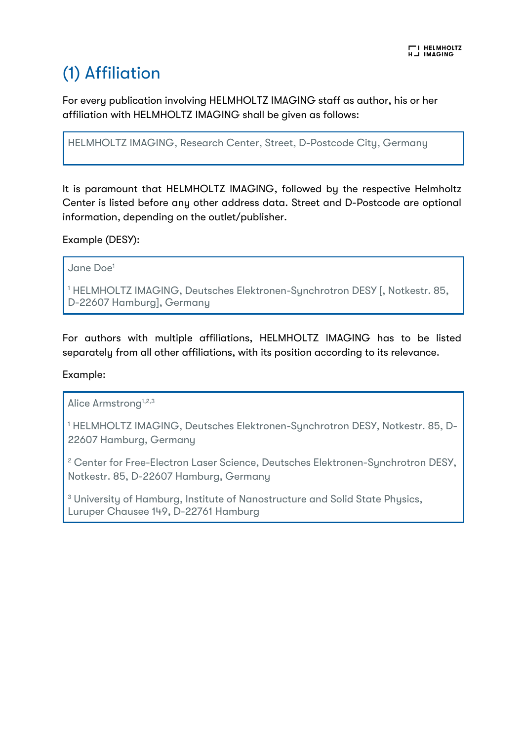# (1) Affiliation

For every publication involving HELMHOLTZ IMAGING staff as author, his or her affiliation with HELMHOLTZ IMAGING shall be given as follows:

> HELMHOLTZ IMAGING, Research Center, Street, D-Postcode City, Germany

It is paramount that HELMHOLTZ IMAGING, followed by the respective Helmholtz Center is listed before any other address data. Street and D-Postcode are optional information, depending on the outlet/publisher.

Example (DESY):

> Jane Doe[1]
>
> [1] HELMHOLTZ IMAGING, Deutsches Elektronen-Synchrotron DESY [, Notkestr. 85, D-22607 Hamburg], Germany

For authors with multiple affiliations, HELMHOLTZ IMAGING has to be listed separately from all other affiliations, with its position according to its relevance.

Example:

> Alice Armstrong[1,2,3]
>
> [1] HELMHOLTZ IMAGING, Deutsches Elektronen-Synchrotron DESY, Notkestr. 85, D-22607 Hamburg, Germany
>
> [2] Center for Free-Electron Laser Science, Deutsches Elektronen-Synchrotron DESY, Notkestr. 85, D-22607 Hamburg, Germany
>
> [3] University of Hamburg, Institute of Nanostructure and Solid State Physics, Luruper Chausee 149, D-22761 Hamburg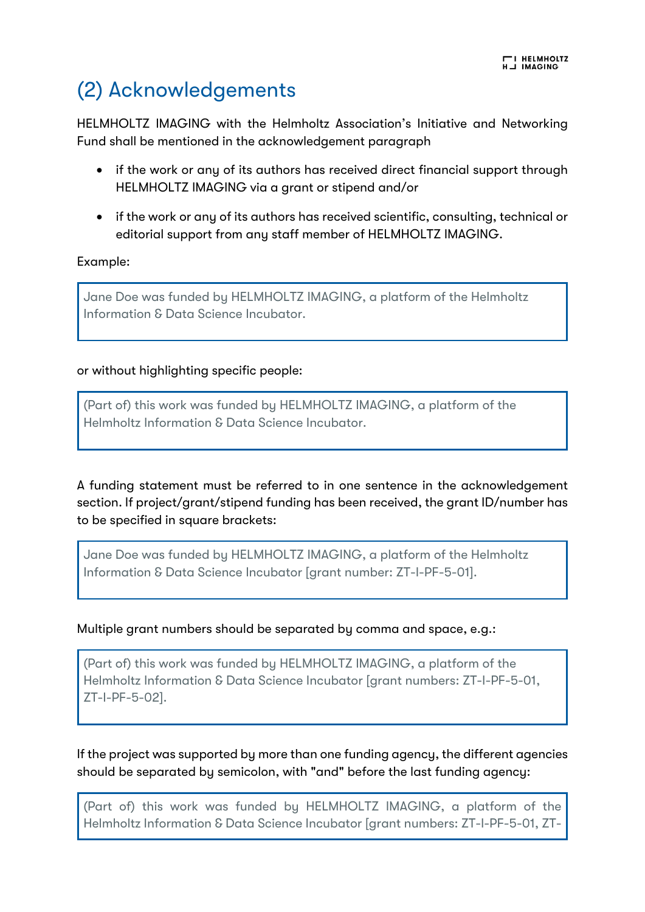## (2) Acknowledgements

HELMHOLTZ IMAGING with the Helmholtz Association's Initiative and Networking Fund shall be mentioned in the acknowledgement paragraph

- if the work or any of its authors has received direct financial support through HELMHOLTZ IMAGING via a grant or stipend and/or
- if the work or any of its authors has received scientific, consulting, technical or editorial support from any staff member of HELMHOLTZ IMAGING.

Example:

> Jane Doe was funded by HELMHOLTZ IMAGING, a platform of the Helmholtz Information & Data Science Incubator.

or without highlighting specific people:

> (Part of) this work was funded by HELMHOLTZ IMAGING, a platform of the Helmholtz Information & Data Science Incubator.

A funding statement must be referred to in one sentence in the acknowledgement section. If project/grant/stipend funding has been received, the grant ID/number has to be specified in square brackets:

> Jane Doe was funded by HELMHOLTZ IMAGING, a platform of the Helmholtz Information & Data Science Incubator [grant number: ZT-I-PF-5-01].

Multiple grant numbers should be separated by comma and space, e.g.:

> (Part of) this work was funded by HELMHOLTZ IMAGING, a platform of the Helmholtz Information & Data Science Incubator [grant numbers: ZT-I-PF-5-01, ZT-I-PF-5-02].

If the project was supported by more than one funding agency, the different agencies should be separated by semicolon, with "and" before the last funding agency:

> (Part of) this work was funded by HELMHOLTZ IMAGING, a platform of the Helmholtz Information & Data Science Incubator [grant numbers: ZT-I-PF-5-01, ZT-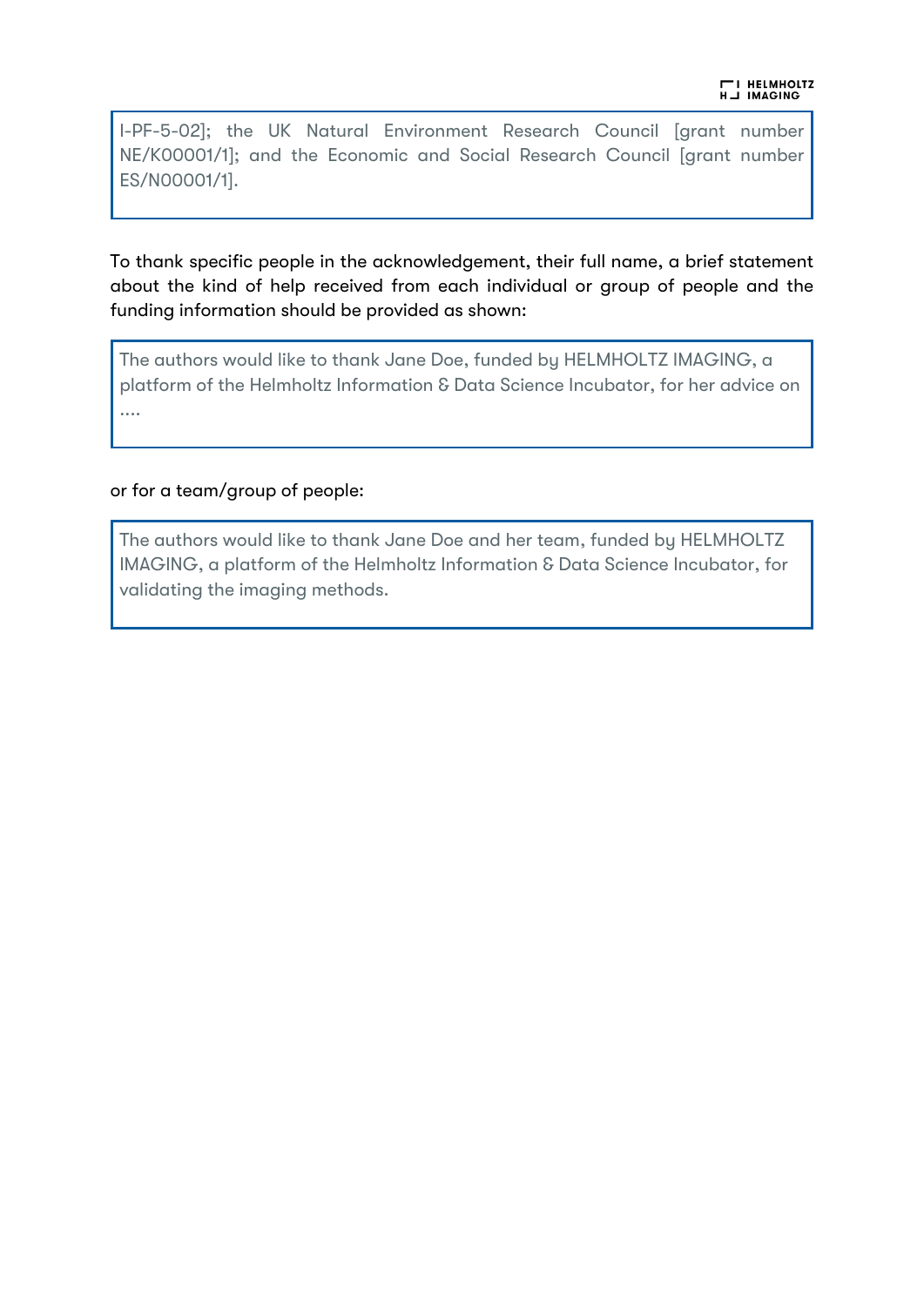> I-PF-5-02]; the UK Natural Environment Research Council [grant number NE/K00001/1]; and the Economic and Social Research Council [grant number ES/N00001/1].

To thank specific people in the acknowledgement, their full name, a brief statement about the kind of help received from each individual or group of people and the funding information should be provided as shown:

> The authors would like to thank Jane Doe, funded by HELMHOLTZ IMAGING, a platform of the Helmholtz Information & Data Science Incubator, for her advice on ....

or for a team/group of people:

> The authors would like to thank Jane Doe and her team, funded by HELMHOLTZ IMAGING, a platform of the Helmholtz Information & Data Science Incubator, for validating the imaging methods.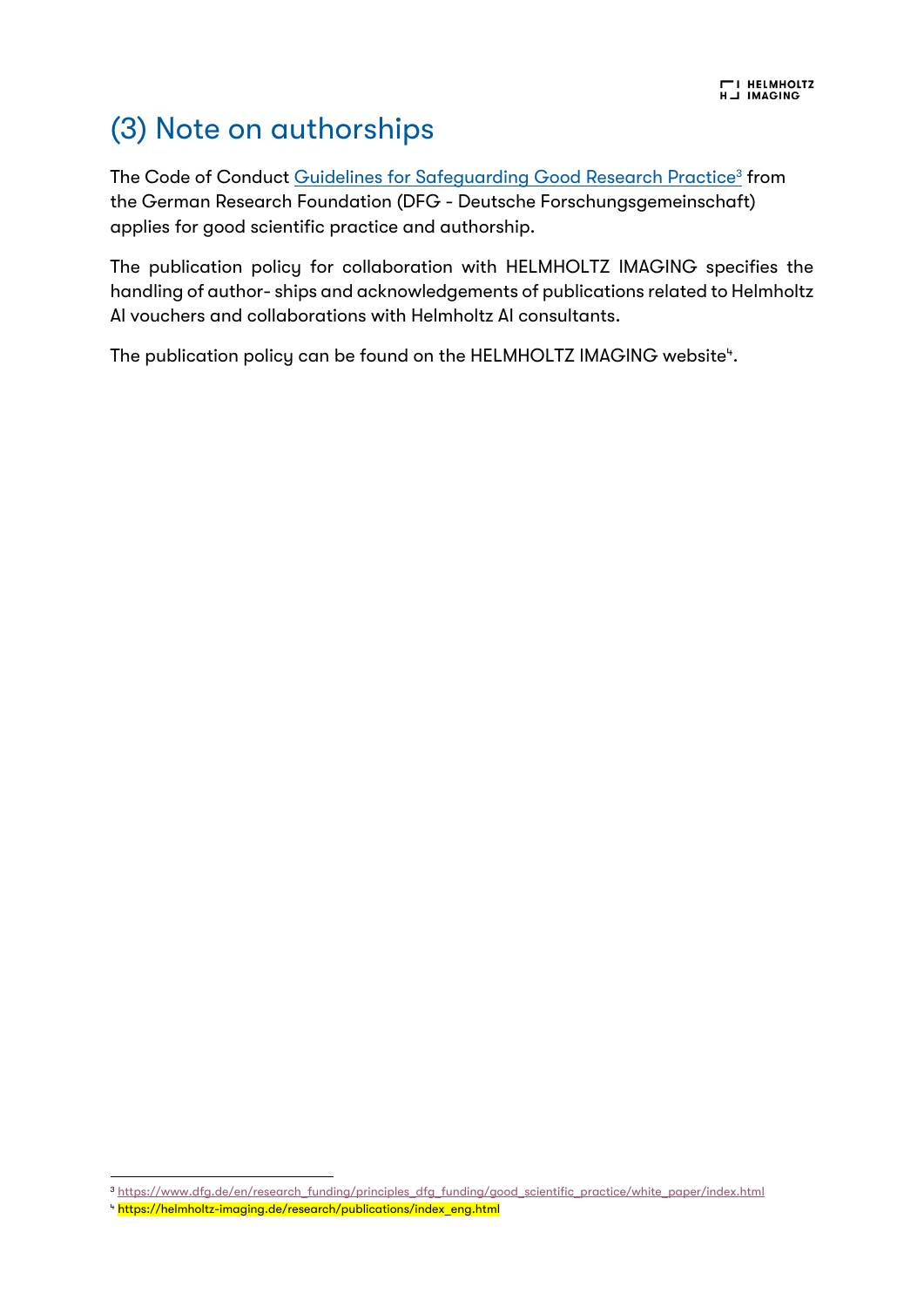# (3) Note on authorships

The Code of Conduct Guidelines for Safeguarding Good Research Practice[3] from the German Research Foundation (DFG - Deutsche Forschungsgemeinschaft) applies for good scientific practice and authorship.

The publication policy for collaboration with HELMHOLTZ IMAGING specifies the handling of author- ships and acknowledgements of publications related to Helmholtz AI vouchers and collaborations with Helmholtz AI consultants.

The publication policy can be found on the HELMHOLTZ IMAGING website[4].

[3] https://www.dfg.de/en/research_funding/principles_dfg_funding/good_scientific_practice/white_paper/index.html

[4] https://helmholtz-imaging.de/research/publications/index_eng.html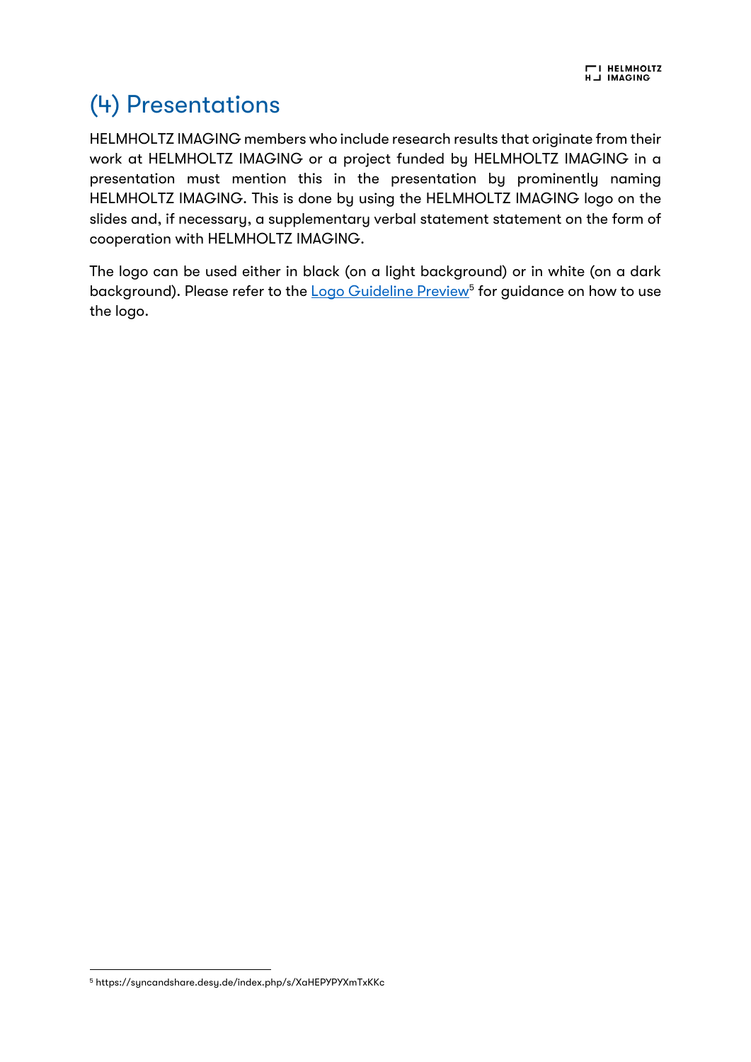# (4) Presentations

HELMHOLTZ IMAGING members who include research results that originate from their work at HELMHOLTZ IMAGING or a project funded by HELMHOLTZ IMAGING in a presentation must mention this in the presentation by prominently naming HELMHOLTZ IMAGING. This is done by using the HELMHOLTZ IMAGING logo on the slides and, if necessary, a supplementary verbal statement statement on the form of cooperation with HELMHOLTZ IMAGING.

The logo can be used either in black (on a light background) or in white (on a dark background). Please refer to the [Logo Guideline Preview](https://syncandshare.desy.de/index.php/s/XaHEPYPYXmTxKKc)[5] for guidance on how to use the logo.

---

[5] https://syncandshare.desy.de/index.php/s/XaHEPYPYXmTxKKc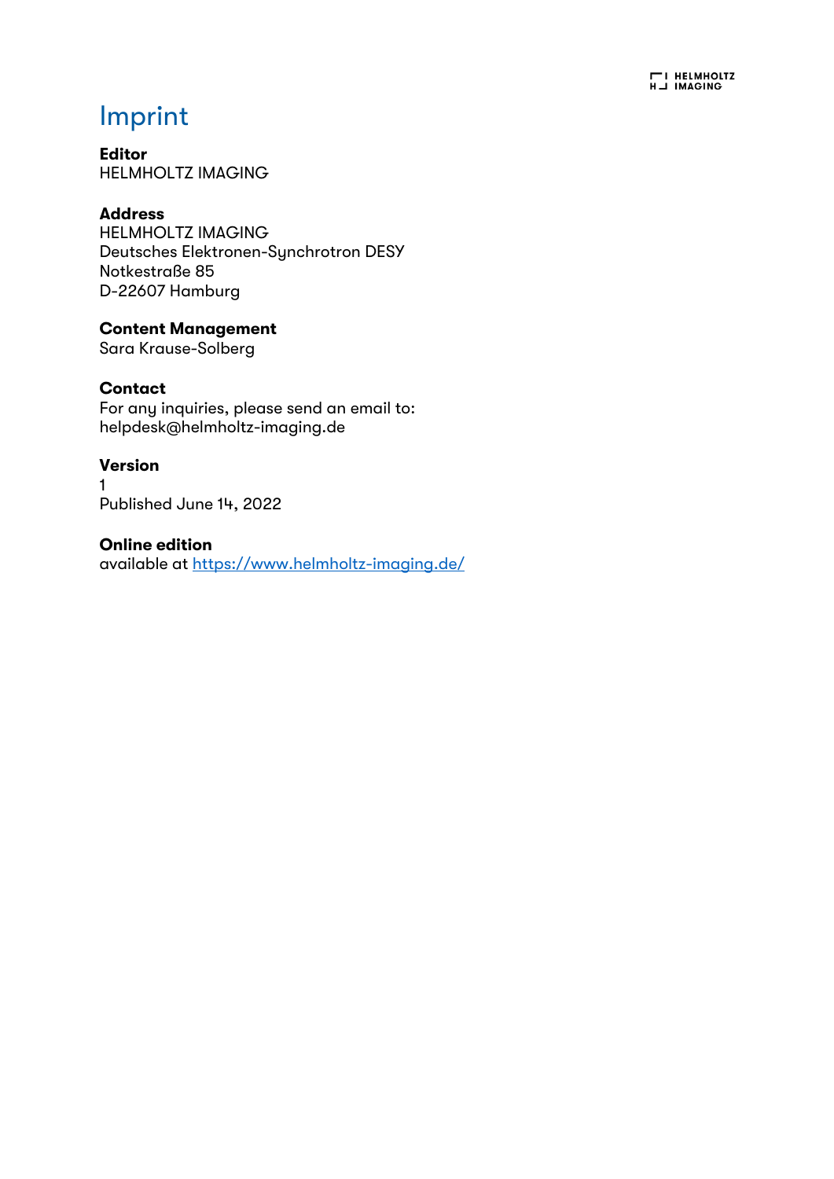# Imprint

**Editor**
HELMHOLTZ IMAGING

**Address**
HELMHOLTZ IMAGING
Deutsches Elektronen-Synchrotron DESY
Notkestraße 85
D-22607 Hamburg

**Content Management**
Sara Krause-Solberg

**Contact**
For any inquiries, please send an email to:
helpdesk@helmholtz-imaging.de

**Version**
1
Published June 14, 2022

**Online edition**
available at https://www.helmholtz-imaging.de/